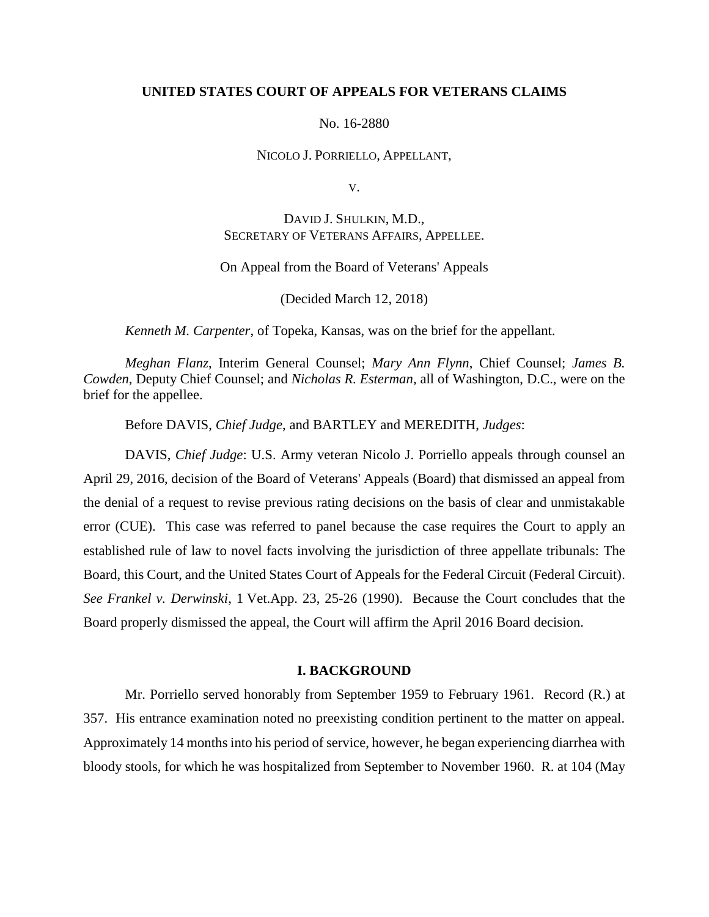**UNITED STATES COURT OF APPEALS FOR VETERANS CLAIMS**

No. 16-2880

NICOLO J. PORRIELLO, APPELLANT,

V.

DAVID J. SHULKIN, M.D.,
SECRETARY OF VETERANS AFFAIRS, APPELLEE.

On Appeal from the Board of Veterans' Appeals

(Decided March 12, 2018)

*Kenneth M. Carpenter*, of Topeka, Kansas, was on the brief for the appellant.

*Meghan Flanz*, Interim General Counsel; *Mary Ann Flynn*, Chief Counsel; *James B. Cowden*, Deputy Chief Counsel; and *Nicholas R. Esterman*, all of Washington, D.C., were on the brief for the appellee.

Before DAVIS, *Chief Judge*, and BARTLEY and MEREDITH, *Judges*:

DAVIS, *Chief Judge*: U.S. Army veteran Nicolo J. Porriello appeals through counsel an April 29, 2016, decision of the Board of Veterans' Appeals (Board) that dismissed an appeal from the denial of a request to revise previous rating decisions on the basis of clear and unmistakable error (CUE). This case was referred to panel because the case requires the Court to apply an established rule of law to novel facts involving the jurisdiction of three appellate tribunals: The Board, this Court, and the United States Court of Appeals for the Federal Circuit (Federal Circuit). *See Frankel v. Derwinski*, 1 Vet.App. 23, 25-26 (1990). Because the Court concludes that the Board properly dismissed the appeal, the Court will affirm the April 2016 Board decision.

## I. BACKGROUND

Mr. Porriello served honorably from September 1959 to February 1961. Record (R.) at 357. His entrance examination noted no preexisting condition pertinent to the matter on appeal. Approximately 14 months into his period of service, however, he began experiencing diarrhea with bloody stools, for which he was hospitalized from September to November 1960. R. at 104 (May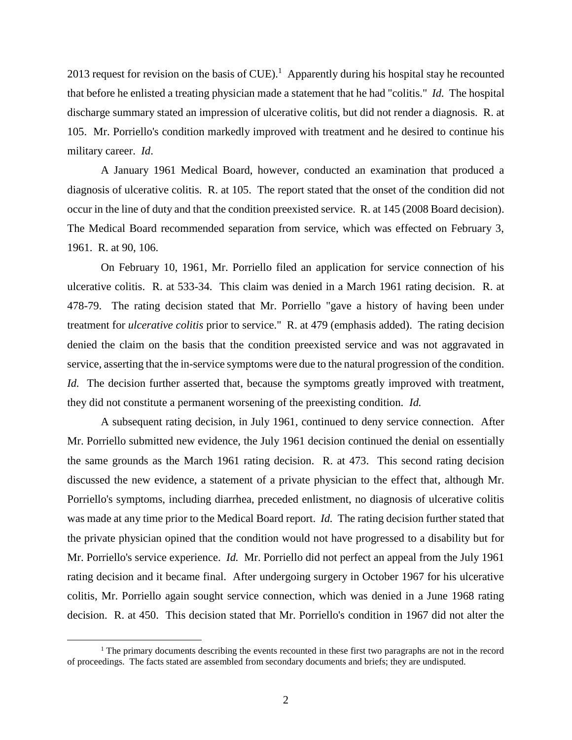2013 request for revision on the basis of CUE).[1] Apparently during his hospital stay he recounted that before he enlisted a treating physician made a statement that he had "colitis." *Id.* The hospital discharge summary stated an impression of ulcerative colitis, but did not render a diagnosis. R. at 105. Mr. Porriello's condition markedly improved with treatment and he desired to continue his military career. *Id*.

A January 1961 Medical Board, however, conducted an examination that produced a diagnosis of ulcerative colitis. R. at 105. The report stated that the onset of the condition did not occur in the line of duty and that the condition preexisted service. R. at 145 (2008 Board decision). The Medical Board recommended separation from service, which was effected on February 3, 1961. R. at 90, 106.

On February 10, 1961, Mr. Porriello filed an application for service connection of his ulcerative colitis. R. at 533-34. This claim was denied in a March 1961 rating decision. R. at 478-79. The rating decision stated that Mr. Porriello "gave a history of having been under treatment for *ulcerative colitis* prior to service." R. at 479 (emphasis added). The rating decision denied the claim on the basis that the condition preexisted service and was not aggravated in service, asserting that the in-service symptoms were due to the natural progression of the condition. *Id.* The decision further asserted that, because the symptoms greatly improved with treatment, they did not constitute a permanent worsening of the preexisting condition. *Id.*

A subsequent rating decision, in July 1961, continued to deny service connection. After Mr. Porriello submitted new evidence, the July 1961 decision continued the denial on essentially the same grounds as the March 1961 rating decision. R. at 473. This second rating decision discussed the new evidence, a statement of a private physician to the effect that, although Mr. Porriello's symptoms, including diarrhea, preceded enlistment, no diagnosis of ulcerative colitis was made at any time prior to the Medical Board report. *Id.* The rating decision further stated that the private physician opined that the condition would not have progressed to a disability but for Mr. Porriello's service experience. *Id.* Mr. Porriello did not perfect an appeal from the July 1961 rating decision and it became final. After undergoing surgery in October 1967 for his ulcerative colitis, Mr. Porriello again sought service connection, which was denied in a June 1968 rating decision. R. at 450. This decision stated that Mr. Porriello's condition in 1967 did not alter the

[1] The primary documents describing the events recounted in these first two paragraphs are not in the record of proceedings. The facts stated are assembled from secondary documents and briefs; they are undisputed.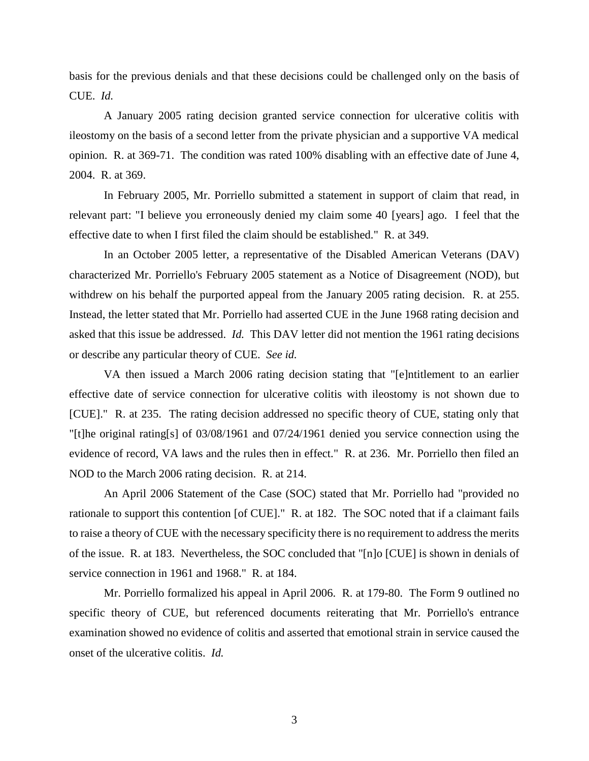basis for the previous denials and that these decisions could be challenged only on the basis of CUE. *Id.*

A January 2005 rating decision granted service connection for ulcerative colitis with ileostomy on the basis of a second letter from the private physician and a supportive VA medical opinion. R. at 369-71. The condition was rated 100% disabling with an effective date of June 4, 2004. R. at 369.

In February 2005, Mr. Porriello submitted a statement in support of claim that read, in relevant part: "I believe you erroneously denied my claim some 40 [years] ago. I feel that the effective date to when I first filed the claim should be established." R. at 349.

In an October 2005 letter, a representative of the Disabled American Veterans (DAV) characterized Mr. Porriello's February 2005 statement as a Notice of Disagreement (NOD), but withdrew on his behalf the purported appeal from the January 2005 rating decision. R. at 255. Instead, the letter stated that Mr. Porriello had asserted CUE in the June 1968 rating decision and asked that this issue be addressed. *Id.* This DAV letter did not mention the 1961 rating decisions or describe any particular theory of CUE. *See id.*

VA then issued a March 2006 rating decision stating that "[e]ntitlement to an earlier effective date of service connection for ulcerative colitis with ileostomy is not shown due to [CUE]." R. at 235. The rating decision addressed no specific theory of CUE, stating only that "[t]he original rating[s] of 03/08/1961 and 07/24/1961 denied you service connection using the evidence of record, VA laws and the rules then in effect." R. at 236. Mr. Porriello then filed an NOD to the March 2006 rating decision. R. at 214.

An April 2006 Statement of the Case (SOC) stated that Mr. Porriello had "provided no rationale to support this contention [of CUE]." R. at 182. The SOC noted that if a claimant fails to raise a theory of CUE with the necessary specificity there is no requirement to address the merits of the issue. R. at 183. Nevertheless, the SOC concluded that "[n]o [CUE] is shown in denials of service connection in 1961 and 1968." R. at 184.

Mr. Porriello formalized his appeal in April 2006. R. at 179-80. The Form 9 outlined no specific theory of CUE, but referenced documents reiterating that Mr. Porriello's entrance examination showed no evidence of colitis and asserted that emotional strain in service caused the onset of the ulcerative colitis. *Id.*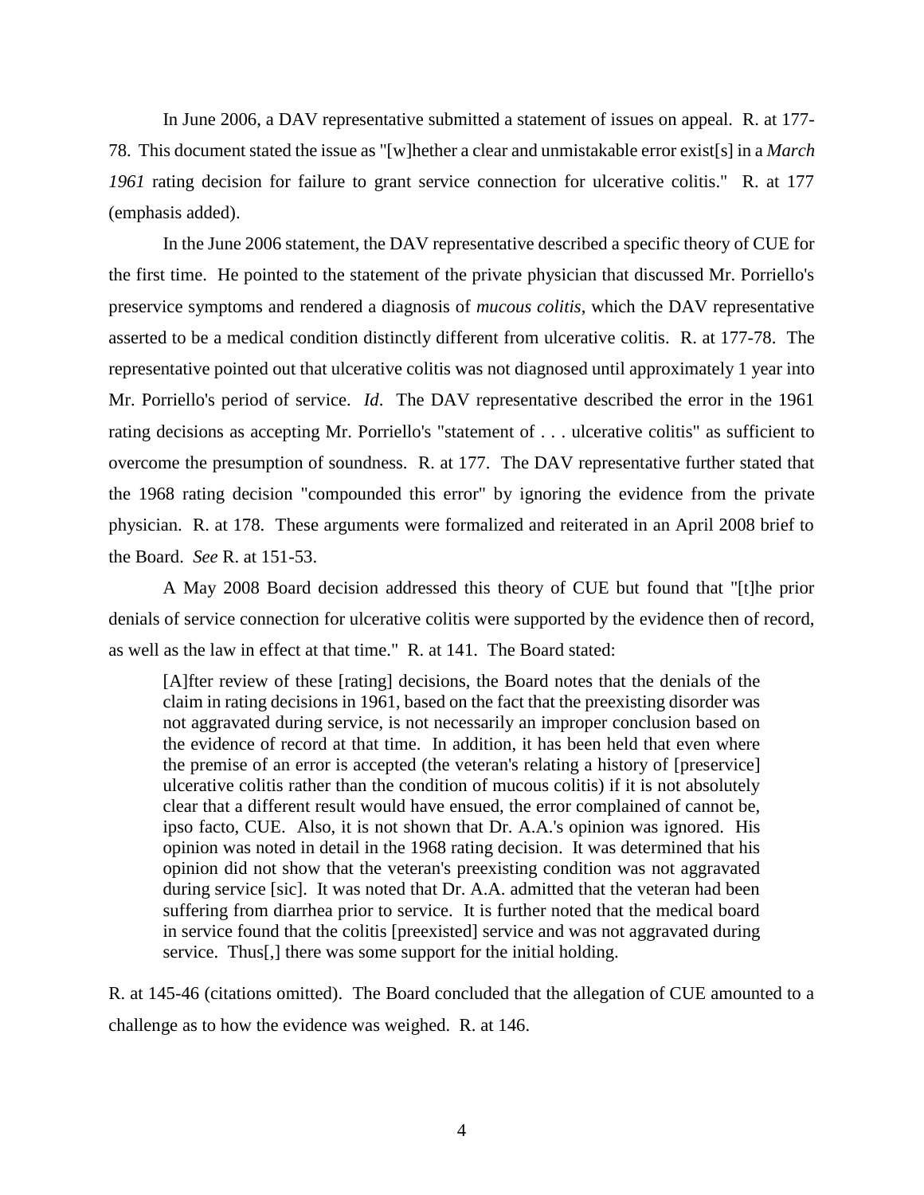In June 2006, a DAV representative submitted a statement of issues on appeal. R. at 177-78. This document stated the issue as "[w]hether a clear and unmistakable error exist[s] in a *March 1961* rating decision for failure to grant service connection for ulcerative colitis." R. at 177 (emphasis added).

In the June 2006 statement, the DAV representative described a specific theory of CUE for the first time. He pointed to the statement of the private physician that discussed Mr. Porriello's preservice symptoms and rendered a diagnosis of *mucous colitis*, which the DAV representative asserted to be a medical condition distinctly different from ulcerative colitis. R. at 177-78. The representative pointed out that ulcerative colitis was not diagnosed until approximately 1 year into Mr. Porriello's period of service. *Id*. The DAV representative described the error in the 1961 rating decisions as accepting Mr. Porriello's "statement of . . . ulcerative colitis" as sufficient to overcome the presumption of soundness. R. at 177. The DAV representative further stated that the 1968 rating decision "compounded this error" by ignoring the evidence from the private physician. R. at 178. These arguments were formalized and reiterated in an April 2008 brief to the Board. *See* R. at 151-53.

A May 2008 Board decision addressed this theory of CUE but found that "[t]he prior denials of service connection for ulcerative colitis were supported by the evidence then of record, as well as the law in effect at that time." R. at 141. The Board stated:

> [A]fter review of these [rating] decisions, the Board notes that the denials of the claim in rating decisions in 1961, based on the fact that the preexisting disorder was not aggravated during service, is not necessarily an improper conclusion based on the evidence of record at that time. In addition, it has been held that even where the premise of an error is accepted (the veteran's relating a history of [preservice] ulcerative colitis rather than the condition of mucous colitis) if it is not absolutely clear that a different result would have ensued, the error complained of cannot be, ipso facto, CUE. Also, it is not shown that Dr. A.A.'s opinion was ignored. His opinion was noted in detail in the 1968 rating decision. It was determined that his opinion did not show that the veteran's preexisting condition was not aggravated during service [sic]. It was noted that Dr. A.A. admitted that the veteran had been suffering from diarrhea prior to service. It is further noted that the medical board in service found that the colitis [preexisted] service and was not aggravated during service. Thus[,] there was some support for the initial holding.

R. at 145-46 (citations omitted). The Board concluded that the allegation of CUE amounted to a challenge as to how the evidence was weighed. R. at 146.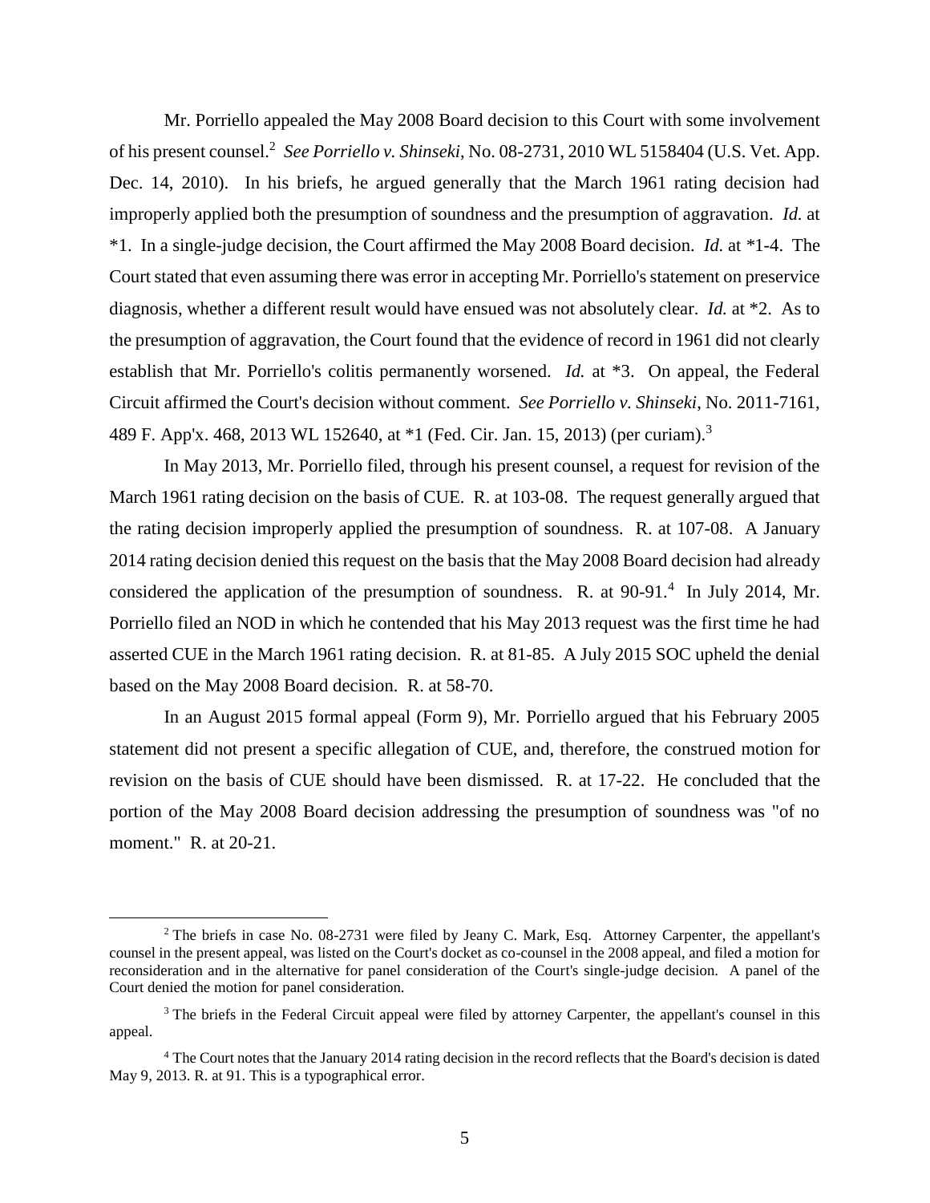Mr. Porriello appealed the May 2008 Board decision to this Court with some involvement of his present counsel.[2] *See Porriello v. Shinseki*, No. 08-2731, 2010 WL 5158404 (U.S. Vet. App. Dec. 14, 2010). In his briefs, he argued generally that the March 1961 rating decision had improperly applied both the presumption of soundness and the presumption of aggravation. *Id.* at *1. In a single-judge decision, the Court affirmed the May 2008 Board decision. *Id.* at *1-4. The Court stated that even assuming there was error in accepting Mr. Porriello's statement on preservice diagnosis, whether a different result would have ensued was not absolutely clear. *Id.* at *2. As to the presumption of aggravation, the Court found that the evidence of record in 1961 did not clearly establish that Mr. Porriello's colitis permanently worsened. *Id.* at *3. On appeal, the Federal Circuit affirmed the Court's decision without comment. *See Porriello v. Shinseki*, No. 2011-7161, 489 F. App'x. 468, 2013 WL 152640, at *1 (Fed. Cir. Jan. 15, 2013) (per curiam).[3]

In May 2013, Mr. Porriello filed, through his present counsel, a request for revision of the March 1961 rating decision on the basis of CUE. R. at 103-08. The request generally argued that the rating decision improperly applied the presumption of soundness. R. at 107-08. A January 2014 rating decision denied this request on the basis that the May 2008 Board decision had already considered the application of the presumption of soundness. R. at 90-91.[4] In July 2014, Mr. Porriello filed an NOD in which he contended that his May 2013 request was the first time he had asserted CUE in the March 1961 rating decision. R. at 81-85. A July 2015 SOC upheld the denial based on the May 2008 Board decision. R. at 58-70.

In an August 2015 formal appeal (Form 9), Mr. Porriello argued that his February 2005 statement did not present a specific allegation of CUE, and, therefore, the construed motion for revision on the basis of CUE should have been dismissed. R. at 17-22. He concluded that the portion of the May 2008 Board decision addressing the presumption of soundness was "of no moment." R. at 20-21.

---

[2] The briefs in case No. 08-2731 were filed by Jeany C. Mark, Esq. Attorney Carpenter, the appellant's counsel in the present appeal, was listed on the Court's docket as co-counsel in the 2008 appeal, and filed a motion for reconsideration and in the alternative for panel consideration of the Court's single-judge decision. A panel of the Court denied the motion for panel consideration.

[3] The briefs in the Federal Circuit appeal were filed by attorney Carpenter, the appellant's counsel in this appeal.

[4] The Court notes that the January 2014 rating decision in the record reflects that the Board's decision is dated May 9, 2013. R. at 91. This is a typographical error.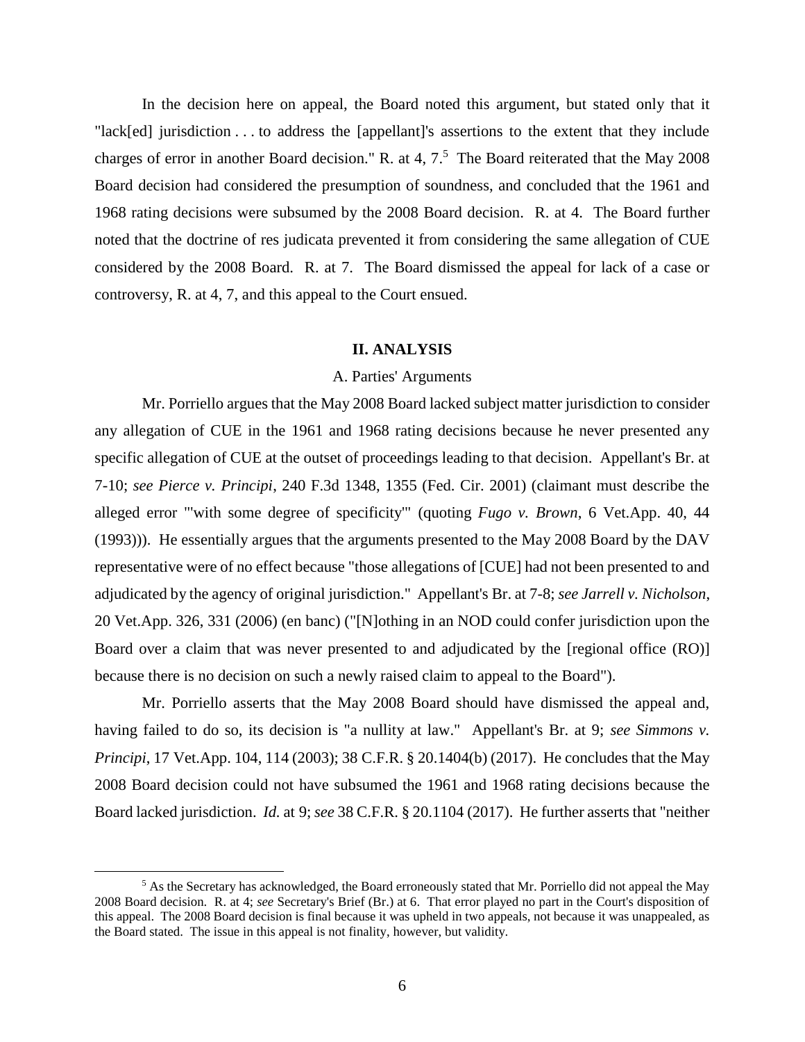In the decision here on appeal, the Board noted this argument, but stated only that it "lack[ed] jurisdiction . . . to address the [appellant]'s assertions to the extent that they include charges of error in another Board decision." R. at 4, 7.[5] The Board reiterated that the May 2008 Board decision had considered the presumption of soundness, and concluded that the 1961 and 1968 rating decisions were subsumed by the 2008 Board decision. R. at 4. The Board further noted that the doctrine of res judicata prevented it from considering the same allegation of CUE considered by the 2008 Board. R. at 7. The Board dismissed the appeal for lack of a case or controversy, R. at 4, 7, and this appeal to the Court ensued.

## II. ANALYSIS

### A. Parties' Arguments

Mr. Porriello argues that the May 2008 Board lacked subject matter jurisdiction to consider any allegation of CUE in the 1961 and 1968 rating decisions because he never presented any specific allegation of CUE at the outset of proceedings leading to that decision. Appellant's Br. at 7-10; *see Pierce v. Principi*, 240 F.3d 1348, 1355 (Fed. Cir. 2001) (claimant must describe the alleged error "'with some degree of specificity'" (quoting *Fugo v. Brown*, 6 Vet.App. 40, 44 (1993))). He essentially argues that the arguments presented to the May 2008 Board by the DAV representative were of no effect because "those allegations of [CUE] had not been presented to and adjudicated by the agency of original jurisdiction." Appellant's Br. at 7-8; *see Jarrell v. Nicholson*, 20 Vet.App. 326, 331 (2006) (en banc) ("[N]othing in an NOD could confer jurisdiction upon the Board over a claim that was never presented to and adjudicated by the [regional office (RO)] because there is no decision on such a newly raised claim to appeal to the Board").

Mr. Porriello asserts that the May 2008 Board should have dismissed the appeal and, having failed to do so, its decision is "a nullity at law." Appellant's Br. at 9; *see Simmons v. Principi*, 17 Vet.App. 104, 114 (2003); 38 C.F.R. § 20.1404(b) (2017). He concludes that the May 2008 Board decision could not have subsumed the 1961 and 1968 rating decisions because the Board lacked jurisdiction. *Id.* at 9; *see* 38 C.F.R. § 20.1104 (2017). He further asserts that "neither

---

[5] As the Secretary has acknowledged, the Board erroneously stated that Mr. Porriello did not appeal the May 2008 Board decision. R. at 4; *see* Secretary's Brief (Br.) at 6. That error played no part in the Court's disposition of this appeal. The 2008 Board decision is final because it was upheld in two appeals, not because it was unappealed, as the Board stated. The issue in this appeal is not finality, however, but validity.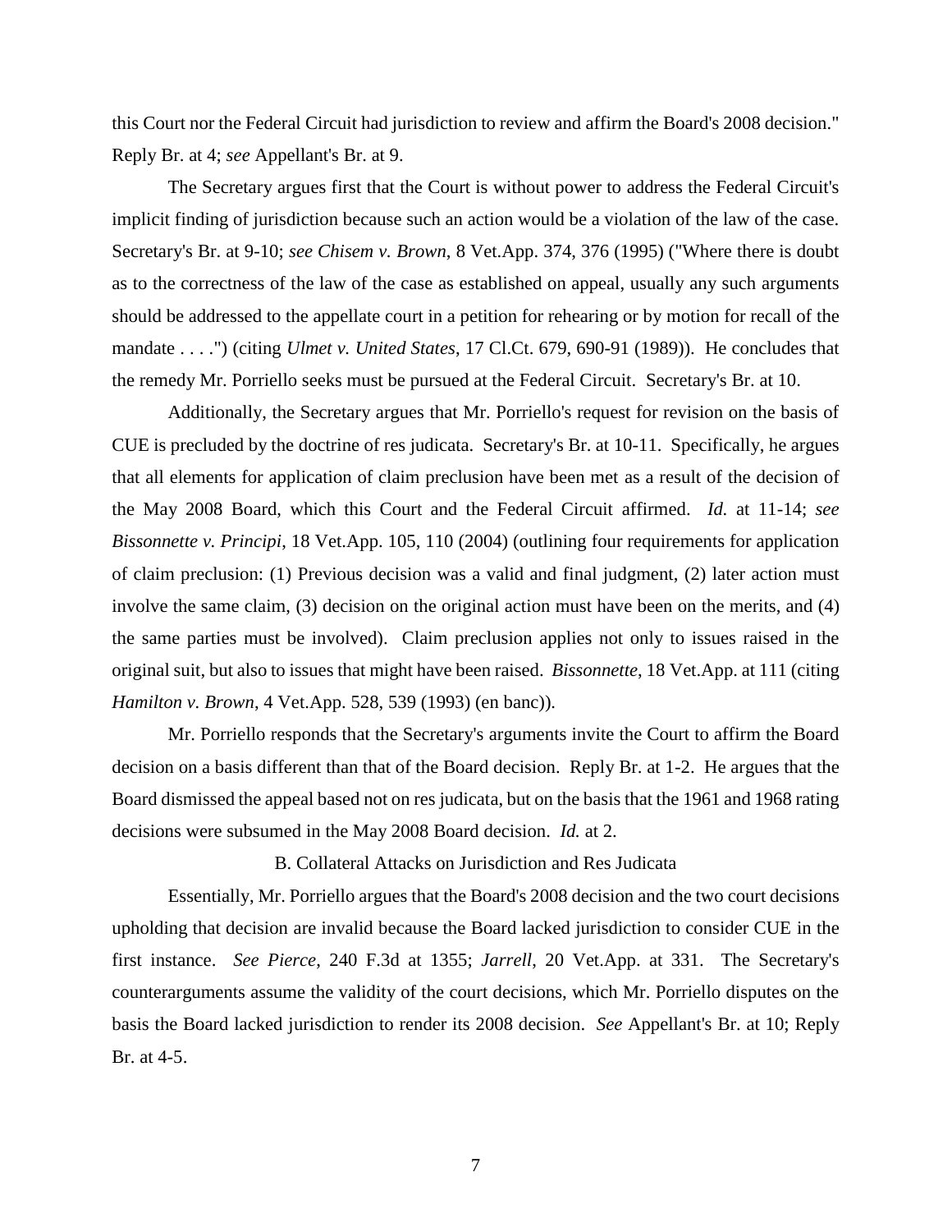this Court nor the Federal Circuit had jurisdiction to review and affirm the Board's 2008 decision." Reply Br. at 4; *see* Appellant's Br. at 9.

The Secretary argues first that the Court is without power to address the Federal Circuit's implicit finding of jurisdiction because such an action would be a violation of the law of the case. Secretary's Br. at 9-10; *see Chisem v. Brown*, 8 Vet.App. 374, 376 (1995) ("Where there is doubt as to the correctness of the law of the case as established on appeal, usually any such arguments should be addressed to the appellate court in a petition for rehearing or by motion for recall of the mandate . . . .") (citing *Ulmet v. United States*, 17 Cl.Ct. 679, 690-91 (1989)). He concludes that the remedy Mr. Porriello seeks must be pursued at the Federal Circuit. Secretary's Br. at 10.

Additionally, the Secretary argues that Mr. Porriello's request for revision on the basis of CUE is precluded by the doctrine of res judicata. Secretary's Br. at 10-11. Specifically, he argues that all elements for application of claim preclusion have been met as a result of the decision of the May 2008 Board, which this Court and the Federal Circuit affirmed. *Id.* at 11-14; *see Bissonnette v. Principi*, 18 Vet.App. 105, 110 (2004) (outlining four requirements for application of claim preclusion: (1) Previous decision was a valid and final judgment, (2) later action must involve the same claim, (3) decision on the original action must have been on the merits, and (4) the same parties must be involved). Claim preclusion applies not only to issues raised in the original suit, but also to issues that might have been raised. *Bissonnette*, 18 Vet.App. at 111 (citing *Hamilton v. Brown*, 4 Vet.App. 528, 539 (1993) (en banc)).

Mr. Porriello responds that the Secretary's arguments invite the Court to affirm the Board decision on a basis different than that of the Board decision. Reply Br. at 1-2. He argues that the Board dismissed the appeal based not on res judicata, but on the basis that the 1961 and 1968 rating decisions were subsumed in the May 2008 Board decision. *Id.* at 2.

### B. Collateral Attacks on Jurisdiction and Res Judicata

Essentially, Mr. Porriello argues that the Board's 2008 decision and the two court decisions upholding that decision are invalid because the Board lacked jurisdiction to consider CUE in the first instance. *See Pierce*, 240 F.3d at 1355; *Jarrell*, 20 Vet.App. at 331. The Secretary's counterarguments assume the validity of the court decisions, which Mr. Porriello disputes on the basis the Board lacked jurisdiction to render its 2008 decision. *See* Appellant's Br. at 10; Reply Br. at 4-5.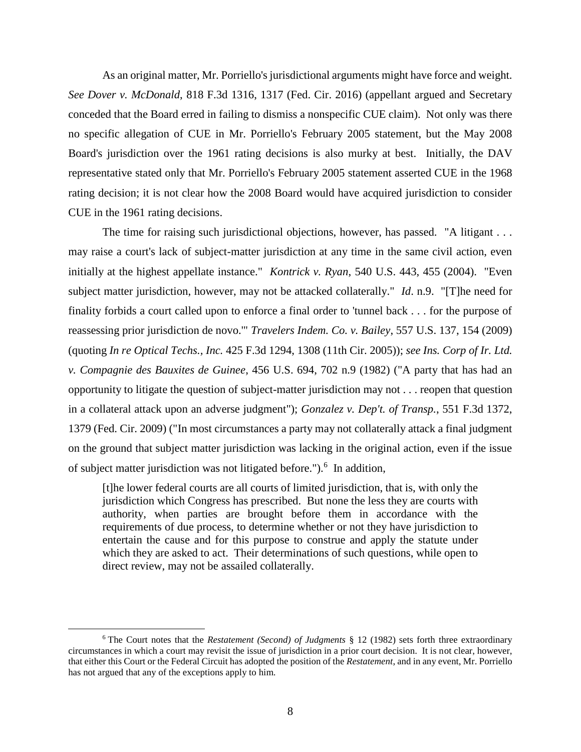As an original matter, Mr. Porriello's jurisdictional arguments might have force and weight. *See Dover v. McDonald*, 818 F.3d 1316, 1317 (Fed. Cir. 2016) (appellant argued and Secretary conceded that the Board erred in failing to dismiss a nonspecific CUE claim). Not only was there no specific allegation of CUE in Mr. Porriello's February 2005 statement, but the May 2008 Board's jurisdiction over the 1961 rating decisions is also murky at best. Initially, the DAV representative stated only that Mr. Porriello's February 2005 statement asserted CUE in the 1968 rating decision; it is not clear how the 2008 Board would have acquired jurisdiction to consider CUE in the 1961 rating decisions.

The time for raising such jurisdictional objections, however, has passed. "A litigant . . . may raise a court's lack of subject-matter jurisdiction at any time in the same civil action, even initially at the highest appellate instance." *Kontrick v. Ryan*, 540 U.S. 443, 455 (2004). "Even subject matter jurisdiction, however, may not be attacked collaterally." *Id*. n.9. "[T]he need for finality forbids a court called upon to enforce a final order to 'tunnel back . . . for the purpose of reassessing prior jurisdiction de novo.'" *Travelers Indem. Co. v. Bailey*, 557 U.S. 137, 154 (2009) (quoting *In re Optical Techs., Inc.* 425 F.3d 1294, 1308 (11th Cir. 2005)); *see Ins. Corp of Ir. Ltd. v. Compagnie des Bauxites de Guinee*, 456 U.S. 694, 702 n.9 (1982) ("A party that has had an opportunity to litigate the question of subject-matter jurisdiction may not . . . reopen that question in a collateral attack upon an adverse judgment"); *Gonzalez v. Dep't. of Transp.*, 551 F.3d 1372, 1379 (Fed. Cir. 2009) ("In most circumstances a party may not collaterally attack a final judgment on the ground that subject matter jurisdiction was lacking in the original action, even if the issue of subject matter jurisdiction was not litigated before.").[6] In addition,

> [t]he lower federal courts are all courts of limited jurisdiction, that is, with only the jurisdiction which Congress has prescribed. But none the less they are courts with authority, when parties are brought before them in accordance with the requirements of due process, to determine whether or not they have jurisdiction to entertain the cause and for this purpose to construe and apply the statute under which they are asked to act. Their determinations of such questions, while open to direct review, may not be assailed collaterally.

[6] The Court notes that the *Restatement (Second) of Judgments* § 12 (1982) sets forth three extraordinary circumstances in which a court may revisit the issue of jurisdiction in a prior court decision. It is not clear, however, that either this Court or the Federal Circuit has adopted the position of the *Restatement*, and in any event, Mr. Porriello has not argued that any of the exceptions apply to him.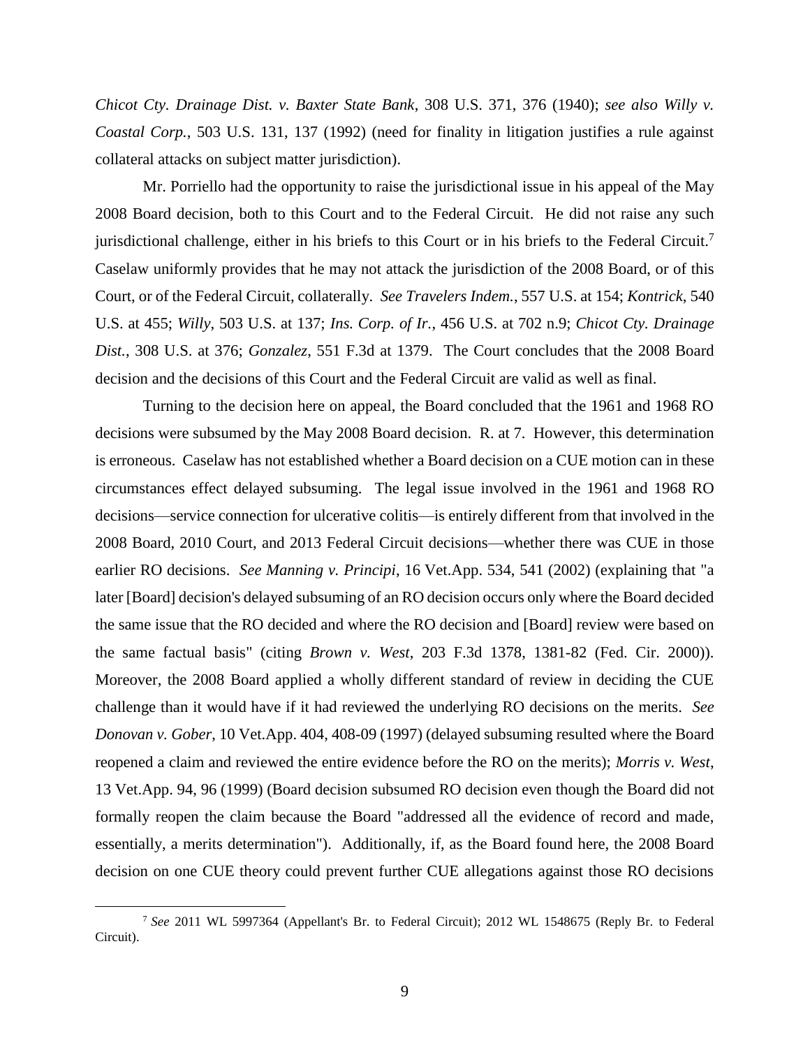*Chicot Cty. Drainage Dist. v. Baxter State Bank*, 308 U.S. 371, 376 (1940); *see also Willy v. Coastal Corp.*, 503 U.S. 131, 137 (1992) (need for finality in litigation justifies a rule against collateral attacks on subject matter jurisdiction).

Mr. Porriello had the opportunity to raise the jurisdictional issue in his appeal of the May 2008 Board decision, both to this Court and to the Federal Circuit. He did not raise any such jurisdictional challenge, either in his briefs to this Court or in his briefs to the Federal Circuit.[7] Caselaw uniformly provides that he may not attack the jurisdiction of the 2008 Board, or of this Court, or of the Federal Circuit, collaterally. *See Travelers Indem.*, 557 U.S. at 154; *Kontrick*, 540 U.S. at 455; *Willy*, 503 U.S. at 137; *Ins. Corp. of Ir.*, 456 U.S. at 702 n.9; *Chicot Cty. Drainage Dist.*, 308 U.S. at 376; *Gonzalez*, 551 F.3d at 1379. The Court concludes that the 2008 Board decision and the decisions of this Court and the Federal Circuit are valid as well as final.

Turning to the decision here on appeal, the Board concluded that the 1961 and 1968 RO decisions were subsumed by the May 2008 Board decision. R. at 7. However, this determination is erroneous. Caselaw has not established whether a Board decision on a CUE motion can in these circumstances effect delayed subsuming. The legal issue involved in the 1961 and 1968 RO decisions—service connection for ulcerative colitis—is entirely different from that involved in the 2008 Board, 2010 Court, and 2013 Federal Circuit decisions—whether there was CUE in those earlier RO decisions. *See Manning v. Principi*, 16 Vet.App. 534, 541 (2002) (explaining that "a later [Board] decision's delayed subsuming of an RO decision occurs only where the Board decided the same issue that the RO decided and where the RO decision and [Board] review were based on the same factual basis" (citing *Brown v. West*, 203 F.3d 1378, 1381-82 (Fed. Cir. 2000)). Moreover, the 2008 Board applied a wholly different standard of review in deciding the CUE challenge than it would have if it had reviewed the underlying RO decisions on the merits. *See Donovan v. Gober*, 10 Vet.App. 404, 408-09 (1997) (delayed subsuming resulted where the Board reopened a claim and reviewed the entire evidence before the RO on the merits); *Morris v. West*, 13 Vet.App. 94, 96 (1999) (Board decision subsumed RO decision even though the Board did not formally reopen the claim because the Board "addressed all the evidence of record and made, essentially, a merits determination"). Additionally, if, as the Board found here, the 2008 Board decision on one CUE theory could prevent further CUE allegations against those RO decisions

---

[7] *See* 2011 WL 5997364 (Appellant's Br. to Federal Circuit); 2012 WL 1548675 (Reply Br. to Federal Circuit).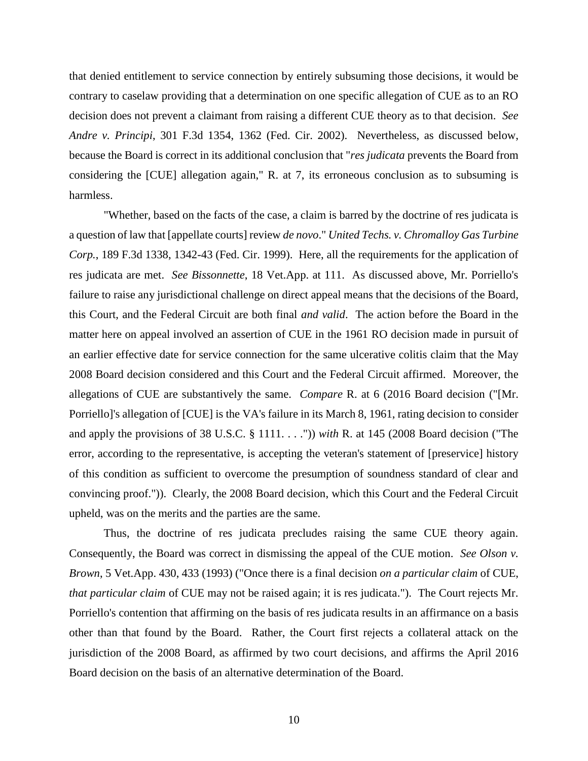that denied entitlement to service connection by entirely subsuming those decisions, it would be contrary to caselaw providing that a determination on one specific allegation of CUE as to an RO decision does not prevent a claimant from raising a different CUE theory as to that decision. *See Andre v. Principi*, 301 F.3d 1354, 1362 (Fed. Cir. 2002). Nevertheless, as discussed below, because the Board is correct in its additional conclusion that "*res judicata* prevents the Board from considering the [CUE] allegation again," R. at 7, its erroneous conclusion as to subsuming is harmless.

"Whether, based on the facts of the case, a claim is barred by the doctrine of res judicata is a question of law that [appellate courts] review *de novo*." *United Techs. v. Chromalloy Gas Turbine Corp.*, 189 F.3d 1338, 1342-43 (Fed. Cir. 1999). Here, all the requirements for the application of res judicata are met. *See Bissonnette*, 18 Vet.App. at 111. As discussed above, Mr. Porriello's failure to raise any jurisdictional challenge on direct appeal means that the decisions of the Board, this Court, and the Federal Circuit are both final *and valid*. The action before the Board in the matter here on appeal involved an assertion of CUE in the 1961 RO decision made in pursuit of an earlier effective date for service connection for the same ulcerative colitis claim that the May 2008 Board decision considered and this Court and the Federal Circuit affirmed. Moreover, the allegations of CUE are substantively the same. *Compare* R. at 6 (2016 Board decision ("[Mr. Porriello]'s allegation of [CUE] is the VA's failure in its March 8, 1961, rating decision to consider and apply the provisions of 38 U.S.C. § 1111. . . .")) *with* R. at 145 (2008 Board decision ("The error, according to the representative, is accepting the veteran's statement of [preservice] history of this condition as sufficient to overcome the presumption of soundness standard of clear and convincing proof.")). Clearly, the 2008 Board decision, which this Court and the Federal Circuit upheld, was on the merits and the parties are the same.

Thus, the doctrine of res judicata precludes raising the same CUE theory again. Consequently, the Board was correct in dismissing the appeal of the CUE motion. *See Olson v. Brown*, 5 Vet.App. 430, 433 (1993) ("Once there is a final decision *on a particular claim* of CUE, *that particular claim* of CUE may not be raised again; it is res judicata."). The Court rejects Mr. Porriello's contention that affirming on the basis of res judicata results in an affirmance on a basis other than that found by the Board. Rather, the Court first rejects a collateral attack on the jurisdiction of the 2008 Board, as affirmed by two court decisions, and affirms the April 2016 Board decision on the basis of an alternative determination of the Board.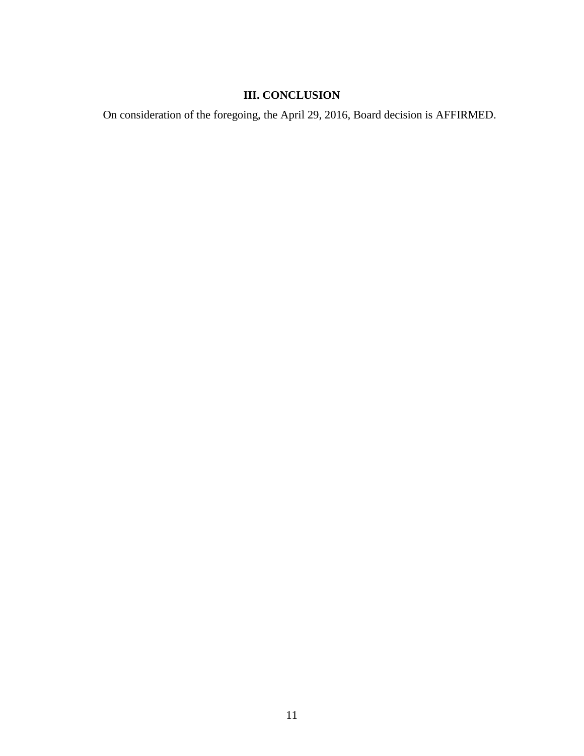## III. CONCLUSION

On consideration of the foregoing, the April 29, 2016, Board decision is AFFIRMED.